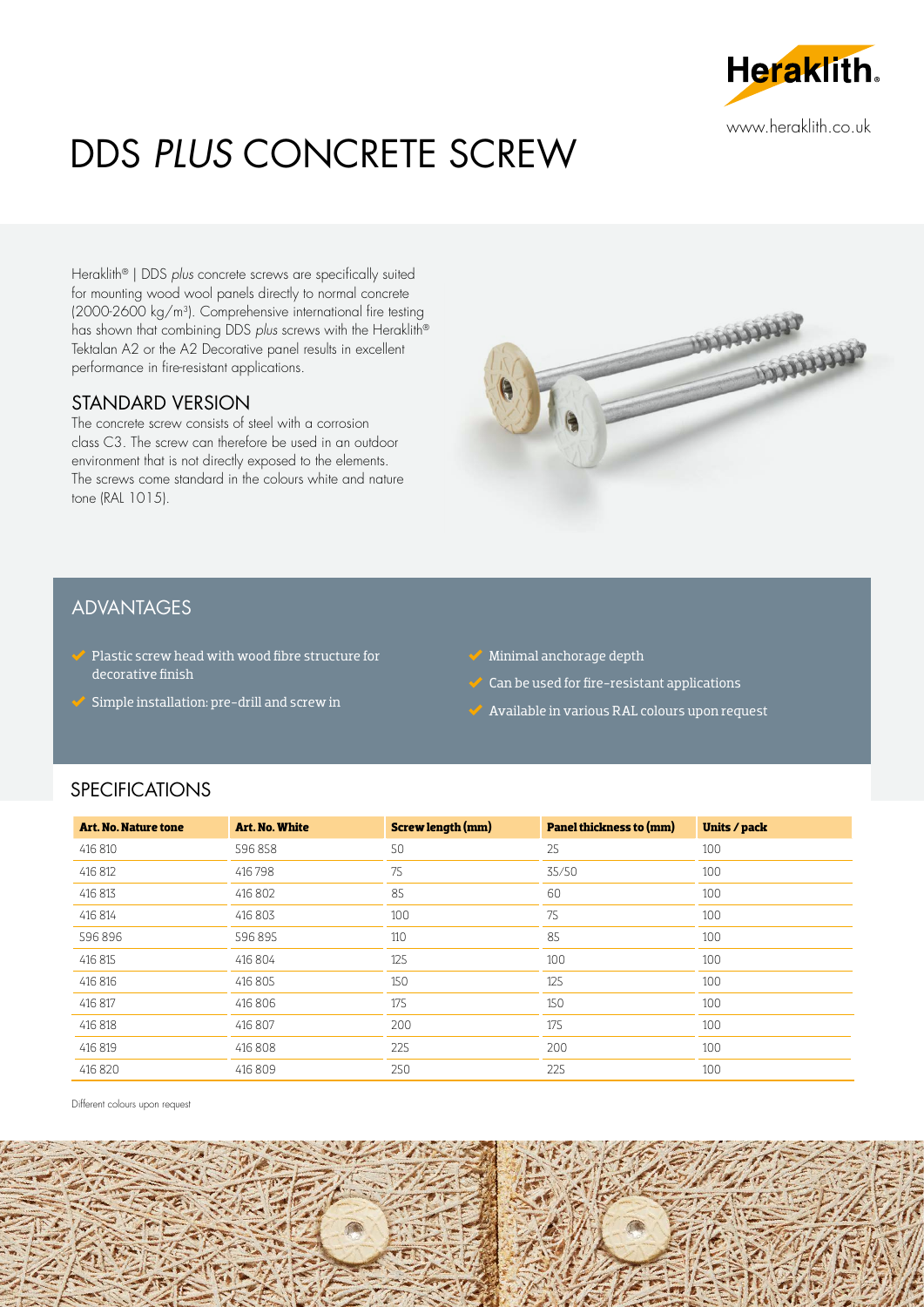# DDS *PLUS* CONCRETE SCREW

Heraklith® | DDS *plus* concrete screws are specifically suited for mounting wood wool panels directly to normal concrete (2000-2600 kg/m³). Comprehensive international fire testing has shown that combining DDS *plus* screws with the Heraklith® Tektalan A2 or the A2 Decorative panel results in excellent performance in fire-resistant applications.

## STANDARD VERSION

The concrete screw consists of steel with a corrosion class C3. The screw can therefore be used in an outdoor environment that is not directly exposed to the elements. The screws come standard in the colours white and nature tone (RAL 1015).

## ADVANTAGES

- Plastic screw head with wood fibre structure for decorative finish
- Simple installation: pre-drill and screw in
- Minimal anchorage depth
- Can be used for fire-resistant applications
- Available in various RAL colours upon request

## SPECIFICATIONS

| Art. No. Nature tone | Art. No. White | Screw length (mm) | Panel thickness to (mm) | Units / pack |
|---|---|---|---|---|
| 416 810 | 596 858 | 50 | 25 | 100 |
| 416 812 | 416 798 | 75 | 35/50 | 100 |
| 416 813 | 416 802 | 85 | 60 | 100 |
| 416 814 | 416 803 | 100 | 75 | 100 |
| 596 896 | 596 895 | 110 | 85 | 100 |
| 416 815 | 416 804 | 125 | 100 | 100 |
| 416 816 | 416 805 | 150 | 125 | 100 |
| 416 817 | 416 806 | 175 | 150 | 100 |
| 416 818 | 416 807 | 200 | 175 | 100 |
| 416 819 | 416 808 | 225 | 200 | 100 |
| 416 820 | 416 809 | 250 | 225 | 100 |

Different colours upon request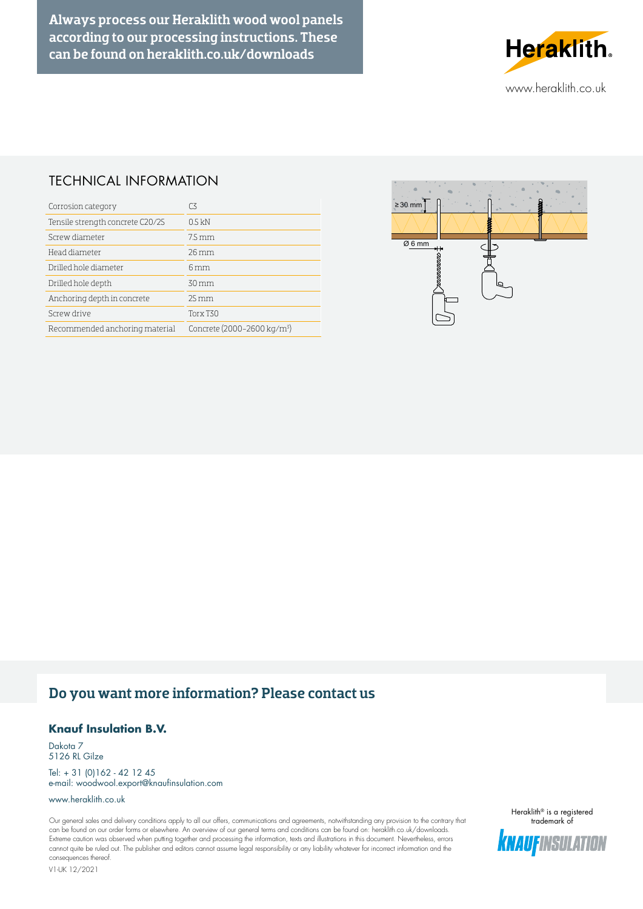Always process our Heraklith wood wool panels according to our processing instructions. These can be found on heraklith.co.uk/downloads

Heraklith

www.heraklith.co.uk

## TECHNICAL INFORMATION

| | |
|---|---|
| Corrosion category | C3 |
| Tensile strength concrete C20/25 | 0.5 kN |
| Screw diameter | 7.5 mm |
| Head diameter | 26 mm |
| Drilled hole diameter | 6 mm |
| Drilled hole depth | 30 mm |
| Anchoring depth in concrete | 25 mm |
| Screw drive | Torx T30 |
| Recommended anchoring material | Concrete (2000–2600 kg/m³) |

≥ 30 mm

Ø 6 mm

## Do you want more information? Please contact us

**Knauf Insulation B.V.**

Dakota 7
5126 RL Gilze

Tel: + 31 (0)162 - 42 12 45
e-mail: woodwool.export@knaufinsulation.com

www.heraklith.co.uk

Our general sales and delivery conditions apply to all our offers, communications and agreements, notwithstanding any provision to the contrary that can be found on our order forms or elsewhere. An overview of our general terms and conditions can be found on: heraklith.co.uk/downloads. Extreme caution was observed when putting together and processing the information, texts and illustrations in this document. Nevertheless, errors cannot quite be ruled out. The publisher and editors cannot assume legal responsibility or any liability whatever for incorrect information and the consequences thereof.

V1-UK 12/2021

Heraklith® is a registered trademark of

KNAUF INSULATION